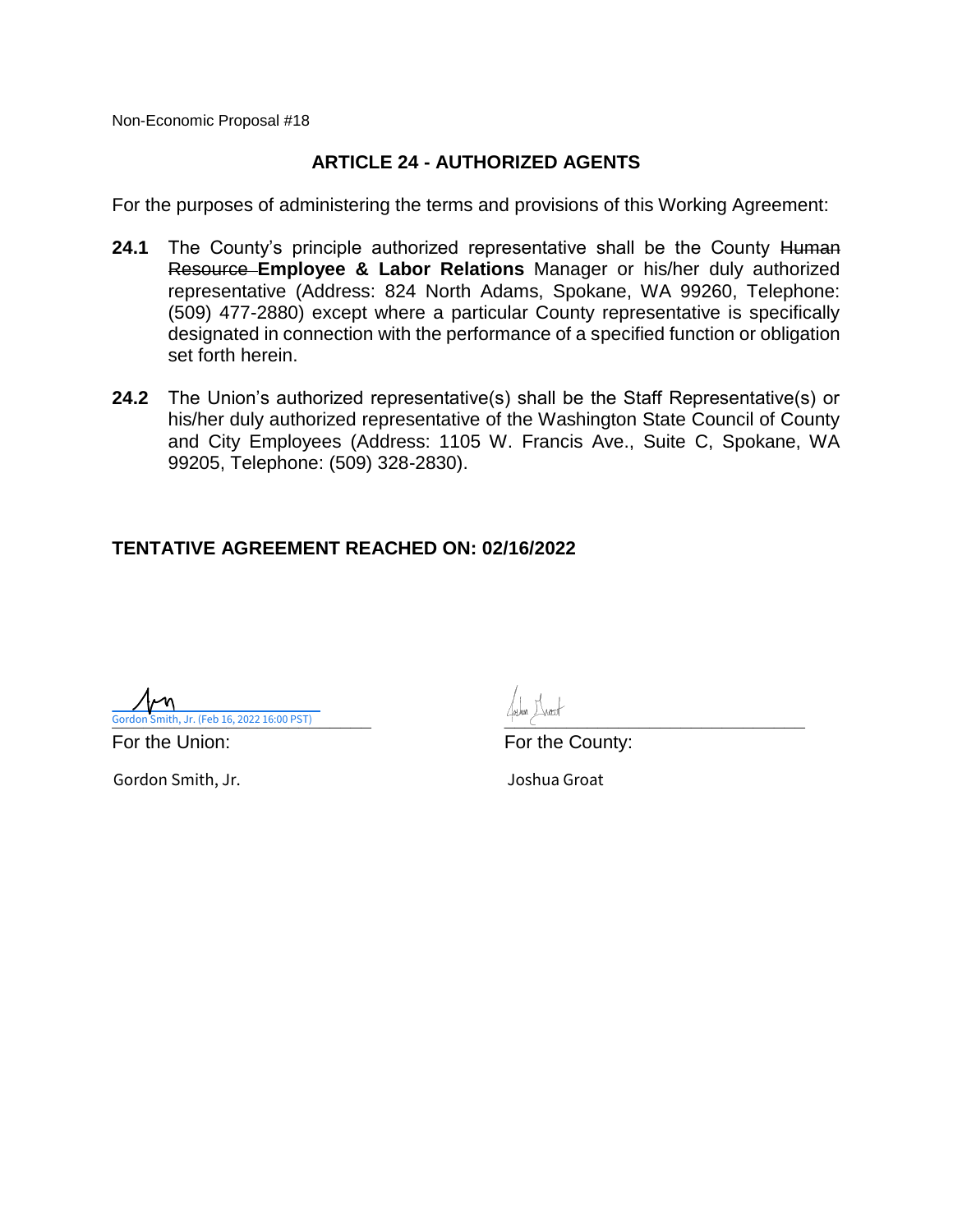Non-Economic Proposal #18

## ARTICLE 24 - AUTHORIZED AGENTS

For the purposes of administering the terms and provisions of this Working Agreement:

**24.1** The County's principle authorized representative shall be the County ~~Human Resource~~ **Employee & Labor Relations** Manager or his/her duly authorized representative (Address: 824 North Adams, Spokane, WA 99260, Telephone: (509) 477-2880) except where a particular County representative is specifically designated in connection with the performance of a specified function or obligation set forth herein.

**24.2** The Union's authorized representative(s) shall be the Staff Representative(s) or his/her duly authorized representative of the Washington State Council of County and City Employees (Address: 1105 W. Francis Ave., Suite C, Spokane, WA 99205, Telephone: (509) 328-2830).

**TENTATIVE AGREEMENT REACHED ON: 02/16/2022**

Gordon Smith, Jr. (Feb 16, 2022 16:00 PST)

For the Union:

Gordon Smith, Jr.

For the County:

Joshua Groat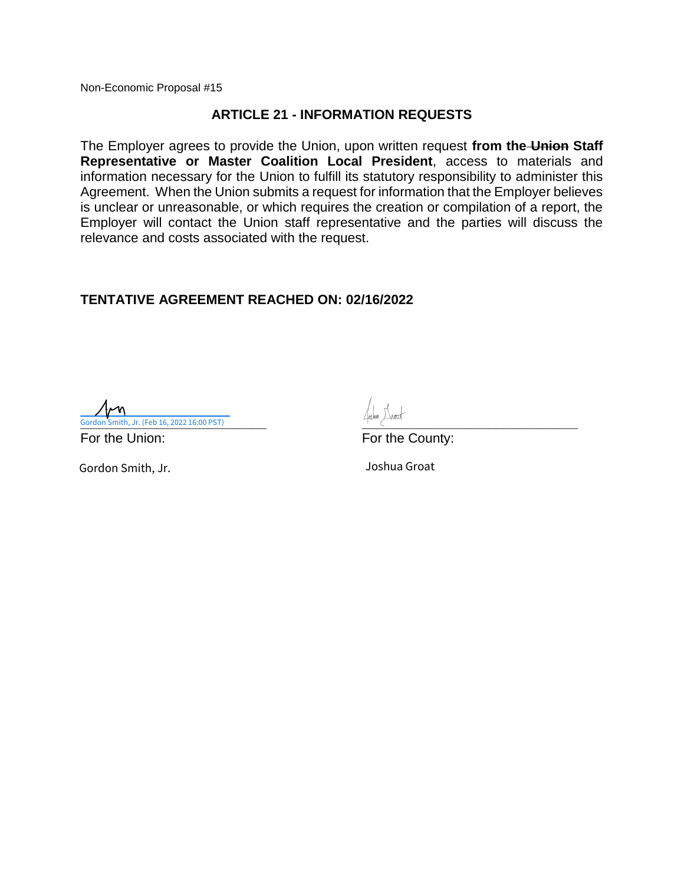Non-Economic Proposal #15

## ARTICLE 21 - INFORMATION REQUESTS

The Employer agrees to provide the Union, upon written request **from the ~~Union~~ Staff Representative or Master Coalition Local President**, access to materials and information necessary for the Union to fulfill its statutory responsibility to administer this Agreement. When the Union submits a request for information that the Employer believes is unclear or unreasonable, or which requires the creation or compilation of a report, the Employer will contact the Union staff representative and the parties will discuss the relevance and costs associated with the request.

**TENTATIVE AGREEMENT REACHED ON: 02/16/2022**

Gordon Smith, Jr. (Feb 16, 2022 16:00 PST)

For the Union:

Gordon Smith, Jr.

For the County:

Joshua Groat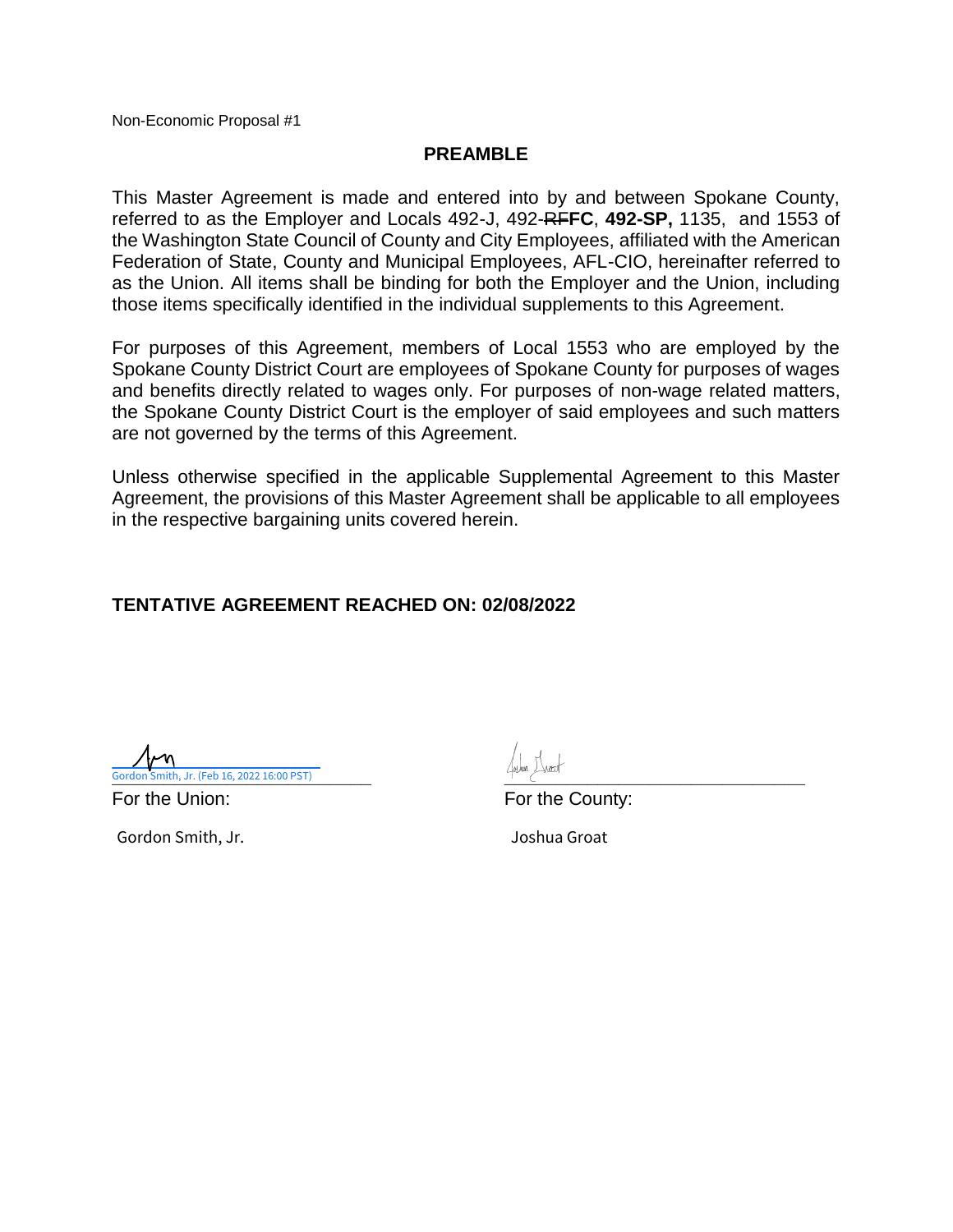Non-Economic Proposal #1

## PREAMBLE

This Master Agreement is made and entered into by and between Spokane County, referred to as the Employer and Locals 492-J, 492-~~RF~~**FC**, **492-SP,** 1135, and 1553 of the Washington State Council of County and City Employees, affiliated with the American Federation of State, County and Municipal Employees, AFL-CIO, hereinafter referred to as the Union. All items shall be binding for both the Employer and the Union, including those items specifically identified in the individual supplements to this Agreement.

For purposes of this Agreement, members of Local 1553 who are employed by the Spokane County District Court are employees of Spokane County for purposes of wages and benefits directly related to wages only. For purposes of non-wage related matters, the Spokane County District Court is the employer of said employees and such matters are not governed by the terms of this Agreement.

Unless otherwise specified in the applicable Supplemental Agreement to this Master Agreement, the provisions of this Master Agreement shall be applicable to all employees in the respective bargaining units covered herein.

**TENTATIVE AGREEMENT REACHED ON: 02/08/2022**

Gordon Smith, Jr. (Feb 16, 2022 16:00 PST)

For the Union:

Gordon Smith, Jr.

For the County:

Joshua Groat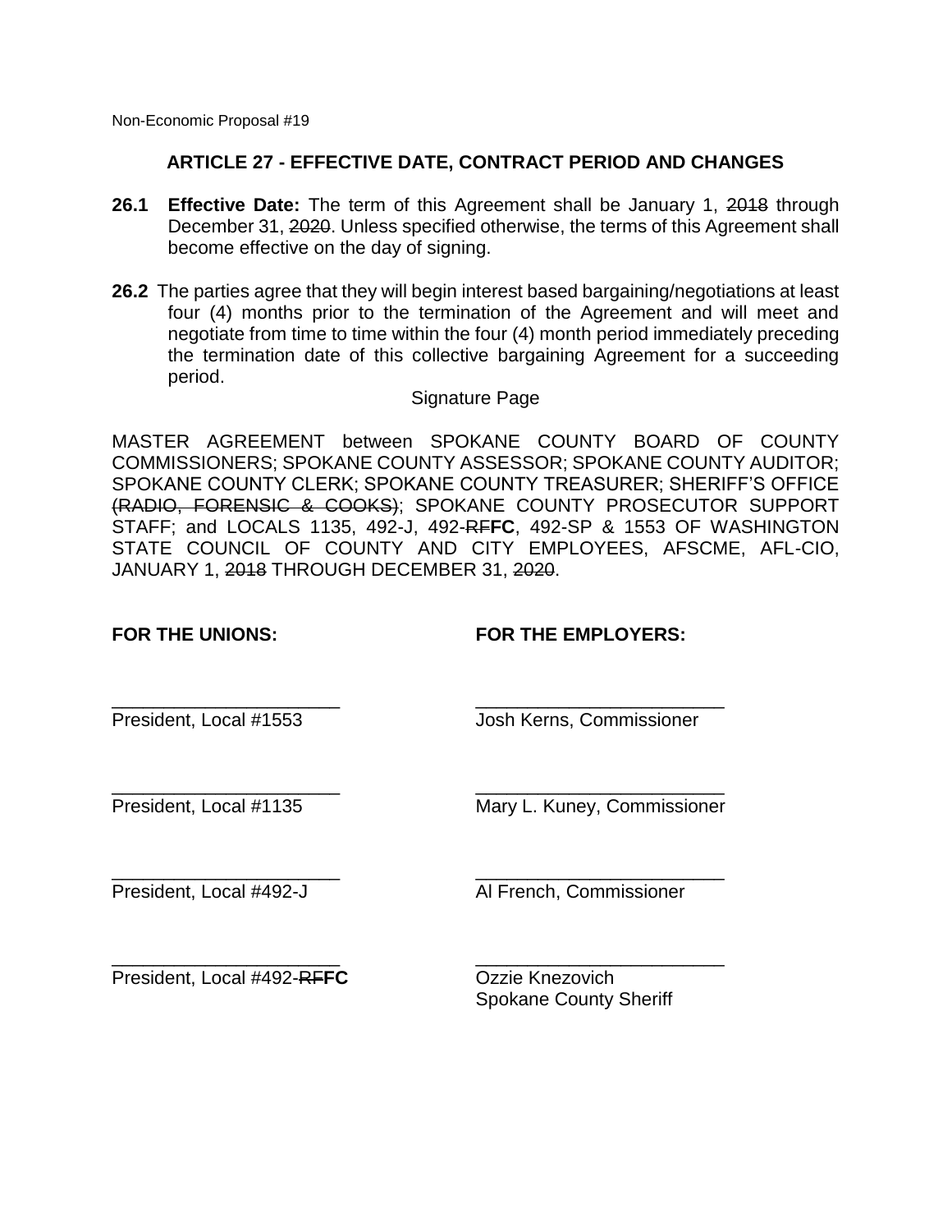Non-Economic Proposal #19

## ARTICLE 27 - EFFECTIVE DATE, CONTRACT PERIOD AND CHANGES

**26.1 Effective Date:** The term of this Agreement shall be January 1, ~~2018~~ through December 31, ~~2020~~. Unless specified otherwise, the terms of this Agreement shall become effective on the day of signing.

**26.2** The parties agree that they will begin interest based bargaining/negotiations at least four (4) months prior to the termination of the Agreement and will meet and negotiate from time to time within the four (4) month period immediately preceding the termination date of this collective bargaining Agreement for a succeeding period.

Signature Page

MASTER AGREEMENT between SPOKANE COUNTY BOARD OF COUNTY COMMISSIONERS; SPOKANE COUNTY ASSESSOR; SPOKANE COUNTY AUDITOR; SPOKANE COUNTY CLERK; SPOKANE COUNTY TREASURER; SHERIFF'S OFFICE ~~(RADIO, FORENSIC & COOKS)~~; SPOKANE COUNTY PROSECUTOR SUPPORT STAFF; and LOCALS 1135, 492-J, 492-~~RF~~**FC**, 492-SP & 1553 OF WASHINGTON STATE COUNCIL OF COUNTY AND CITY EMPLOYEES, AFSCME, AFL-CIO, JANUARY 1, ~~2018~~ THROUGH DECEMBER 31, ~~2020~~.

| **FOR THE UNIONS:** | **FOR THE EMPLOYERS:** |
|---|---|
| ______________________ President, Local #1553 | ______________________ Josh Kerns, Commissioner |
| ______________________ President, Local #1135 | ______________________ Mary L. Kuney, Commissioner |
| ______________________ President, Local #492-J | ______________________ Al French, Commissioner |
| ______________________ President, Local #492-~~RF~~**FC** | ______________________ Ozzie Knezovich Spokane County Sheriff |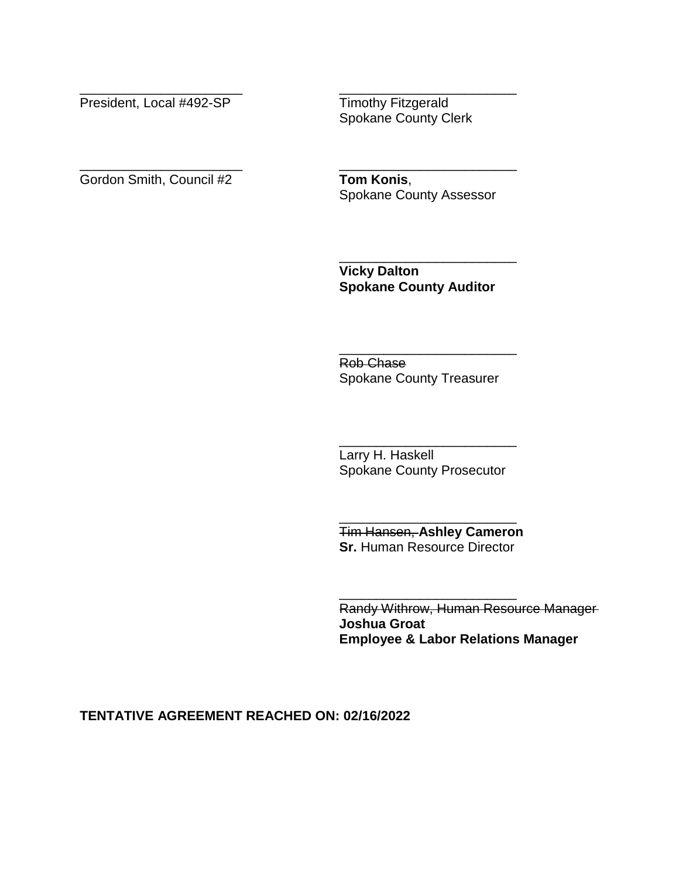| | |
|---|---|
| \_\_\_\_\_\_\_\_\_\_\_\_\_\_\_\_\_\_\_\_\_\_\_<br>President, Local #492-SP | \_\_\_\_\_\_\_\_\_\_\_\_\_\_\_\_\_\_\_\_\_\_\_\_\_<br>Timothy Fitzgerald<br>Spokane County Clerk |
| \_\_\_\_\_\_\_\_\_\_\_\_\_\_\_\_\_\_\_\_\_\_\_<br>Gordon Smith, Council #2 | \_\_\_\_\_\_\_\_\_\_\_\_\_\_\_\_\_\_\_\_\_\_\_\_\_<br>**Tom Konis**,<br>Spokane County Assessor |
| | \_\_\_\_\_\_\_\_\_\_\_\_\_\_\_\_\_\_\_\_\_\_\_\_\_<br>**Vicky Dalton**<br>**Spokane County Auditor** |
| | \_\_\_\_\_\_\_\_\_\_\_\_\_\_\_\_\_\_\_\_\_\_\_\_\_<br>~~Rob Chase~~<br>Spokane County Treasurer |
| | \_\_\_\_\_\_\_\_\_\_\_\_\_\_\_\_\_\_\_\_\_\_\_\_\_<br>Larry H. Haskell<br>Spokane County Prosecutor |
| | \_\_\_\_\_\_\_\_\_\_\_\_\_\_\_\_\_\_\_\_\_\_\_\_\_<br>~~Tim Hansen,~~ **Ashley Cameron**<br>**Sr.** Human Resource Director |
| | \_\_\_\_\_\_\_\_\_\_\_\_\_\_\_\_\_\_\_\_\_\_\_\_\_<br>~~Randy Withrow, Human Resource Manager~~<br>**Joshua Groat**<br>**Employee & Labor Relations Manager** |

**TENTATIVE AGREEMENT REACHED ON: 02/16/2022**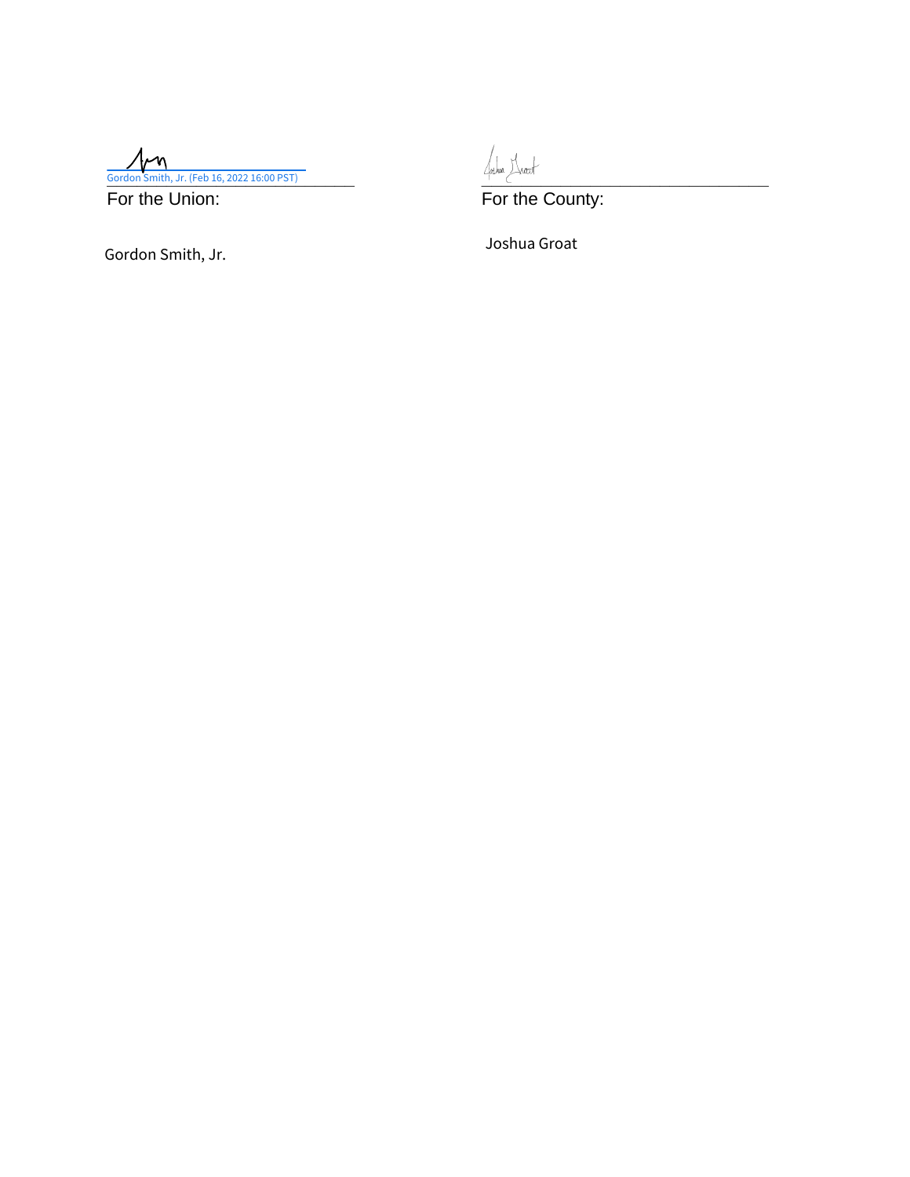Gordon Smith, Jr. (Feb 16, 2022 16:00 PST)

For the Union:

Gordon Smith, Jr.

For the County:

Joshua Groat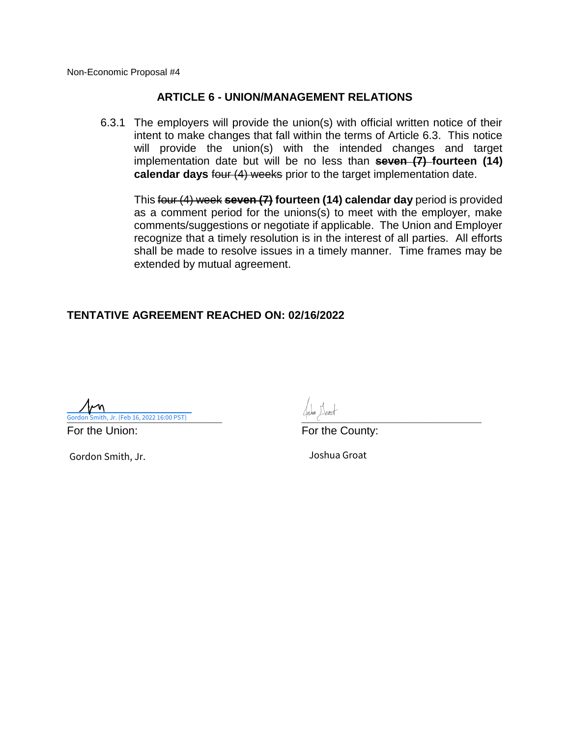Non-Economic Proposal #4

## ARTICLE 6 - UNION/MANAGEMENT RELATIONS

6.3.1 The employers will provide the union(s) with official written notice of their intent to make changes that fall within the terms of Article 6.3. This notice will provide the union(s) with the intended changes and target implementation date but will be no less than ~~**seven (7)**~~ **fourteen (14) calendar days** ~~four (4) weeks~~ prior to the target implementation date.

This ~~four (4) week~~ ~~**seven (7)**~~ **fourteen (14) calendar day** period is provided as a comment period for the unions(s) to meet with the employer, make comments/suggestions or negotiate if applicable. The Union and Employer recognize that a timely resolution is in the interest of all parties. All efforts shall be made to resolve issues in a timely manner. Time frames may be extended by mutual agreement.

**TENTATIVE AGREEMENT REACHED ON: 02/16/2022**

Gordon Smith, Jr. (Feb 16, 2022 16:00 PST)

For the Union:

Gordon Smith, Jr.

For the County:

Joshua Groat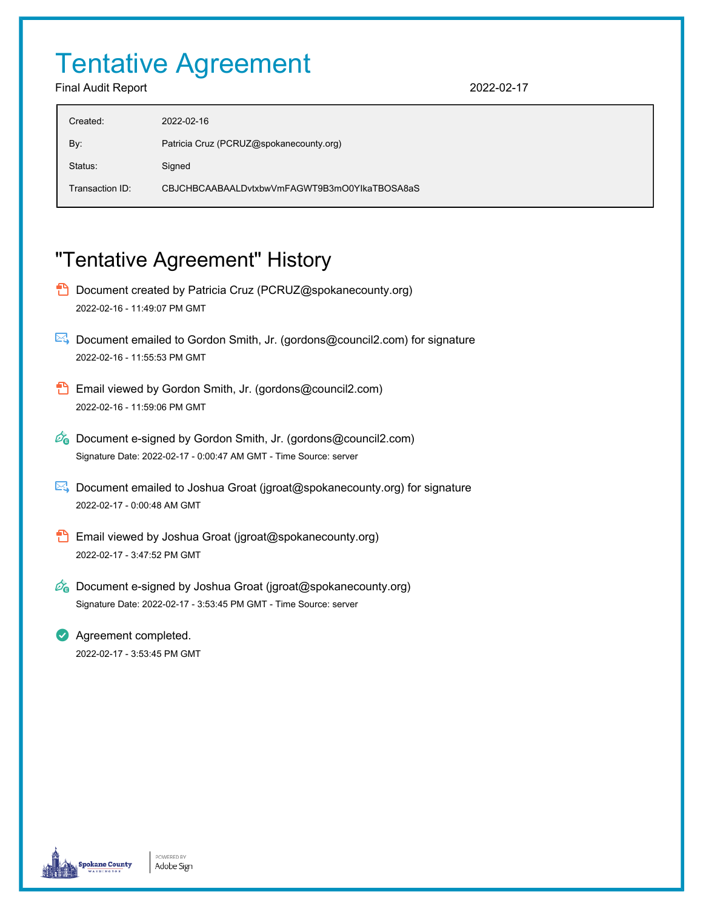# Tentative Agreement

Final Audit Report 2022-02-17

| | |
|---|---|
| Created: | 2022-02-16 |
| By: | Patricia Cruz (PCRUZ@spokanecounty.org) |
| Status: | Signed |
| Transaction ID: | CBJCHBCAABAALDvtxbwVmFAGWT9B3mO0YIkaTBOSA8aS |

## "Tentative Agreement" History

- Document created by Patricia Cruz (PCRUZ@spokanecounty.org)
  2022-02-16 - 11:49:07 PM GMT

- Document emailed to Gordon Smith, Jr. (gordons@council2.com) for signature
  2022-02-16 - 11:55:53 PM GMT

- Email viewed by Gordon Smith, Jr. (gordons@council2.com)
  2022-02-16 - 11:59:06 PM GMT

- Document e-signed by Gordon Smith, Jr. (gordons@council2.com)
  Signature Date: 2022-02-17 - 0:00:47 AM GMT - Time Source: server

- Document emailed to Joshua Groat (jgroat@spokanecounty.org) for signature
  2022-02-17 - 0:00:48 AM GMT

- Email viewed by Joshua Groat (jgroat@spokanecounty.org)
  2022-02-17 - 3:47:52 PM GMT

- Document e-signed by Joshua Groat (jgroat@spokanecounty.org)
  Signature Date: 2022-02-17 - 3:53:45 PM GMT - Time Source: server

- Agreement completed.
  2022-02-17 - 3:53:45 PM GMT

Spokane County WASHINGTON | POWERED BY Adobe Sign